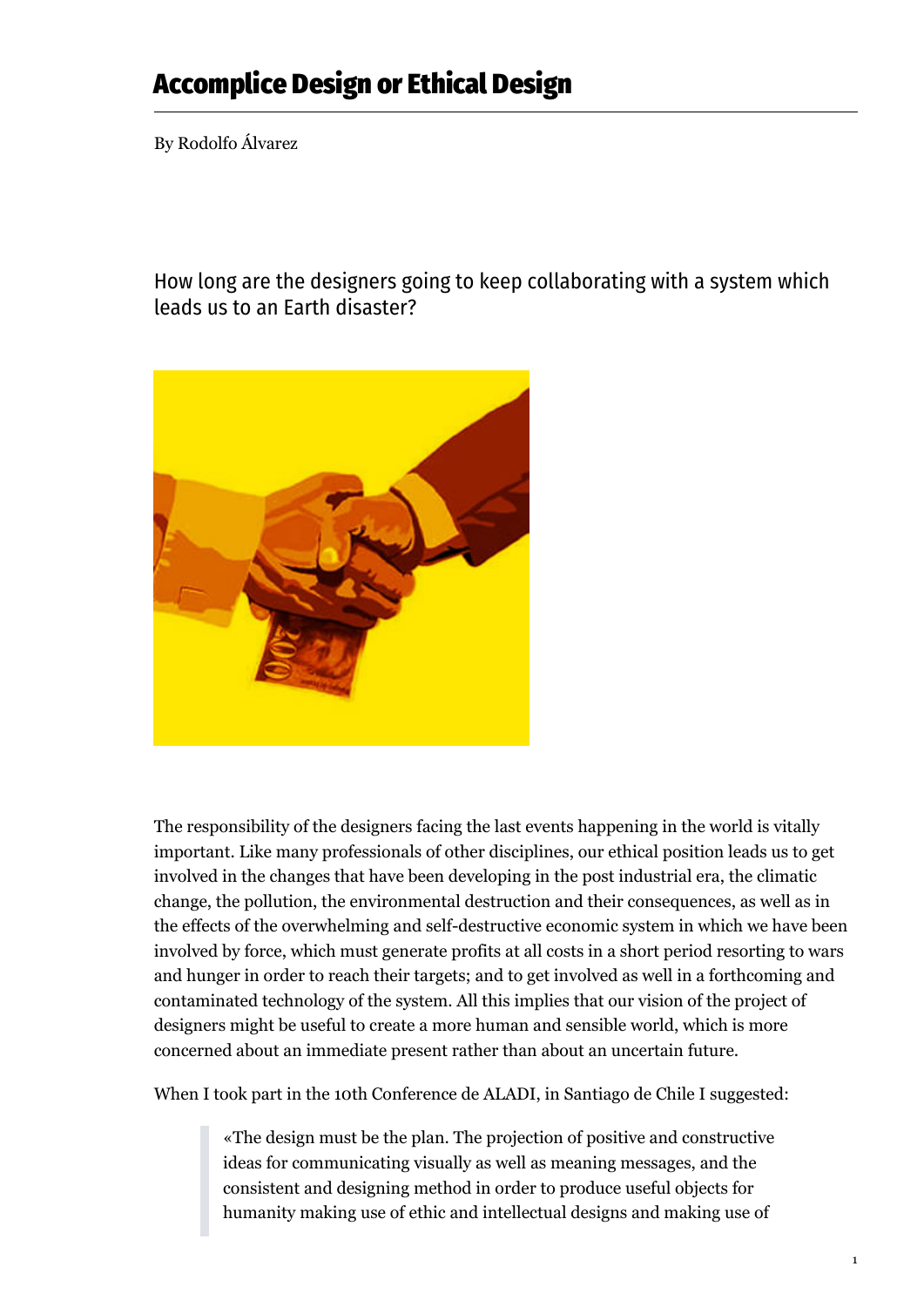# Accomplice Design or Ethical Design

By Rodolfo Álvarez

How long are the designers going to keep collaborating with a system which leads us to an Earth disaster?

The responsibility of the designers facing the last events happening in the world is vitally important. Like many professionals of other disciplines, our ethical position leads us to get involved in the changes that have been developing in the post industrial era, the climatic change, the pollution, the environmental destruction and their consequences, as well as in the effects of the overwhelming and self-destructive economic system in which we have been involved by force, which must generate profits at all costs in a short period resorting to wars and hunger in order to reach their targets; and to get involved as well in a forthcoming and contaminated technology of the system. All this implies that our vision of the project of designers might be useful to create a more human and sensible world, which is more concerned about an immediate present rather than about an uncertain future.

When I took part in the 10th Conference de ALADI, in Santiago de Chile I suggested:

> «The design must be the plan. The projection of positive and constructive ideas for communicating visually as well as meaning messages, and the consistent and designing method in order to produce useful objects for humanity making use of ethic and intellectual designs and making use of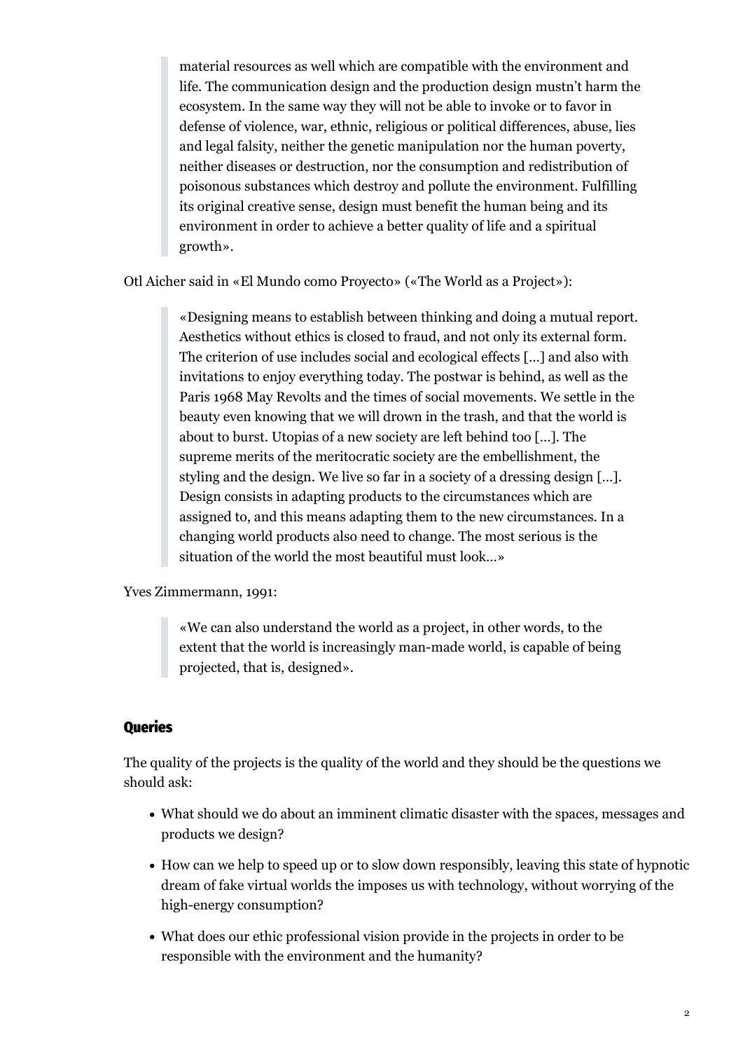> material resources as well which are compatible with the environment and life. The communication design and the production design mustn't harm the ecosystem. In the same way they will not be able to invoke or to favor in defense of violence, war, ethnic, religious or political differences, abuse, lies and legal falsity, neither the genetic manipulation nor the human poverty, neither diseases or destruction, nor the consumption and redistribution of poisonous substances which destroy and pollute the environment. Fulfilling its original creative sense, design must benefit the human being and its environment in order to achieve a better quality of life and a spiritual growth».

Otl Aicher said in «El Mundo como Proyecto» («The World as a Project»):

> «Designing means to establish between thinking and doing a mutual report. Aesthetics without ethics is closed to fraud, and not only its external form. The criterion of use includes social and ecological effects [...] and also with invitations to enjoy everything today. The postwar is behind, as well as the Paris 1968 May Revolts and the times of social movements. We settle in the beauty even knowing that we will drown in the trash, and that the world is about to burst. Utopias of a new society are left behind too [...]. The supreme merits of the meritocratic society are the embellishment, the styling and the design. We live so far in a society of a dressing design [...]. Design consists in adapting products to the circumstances which are assigned to, and this means adapting them to the new circumstances. In a changing world products also need to change. The most serious is the situation of the world the most beautiful must look...»

Yves Zimmermann, 1991:

> «We can also understand the world as a project, in other words, to the extent that the world is increasingly man-made world, is capable of being projected, that is, designed».

## Queries

The quality of the projects is the quality of the world and they should be the questions we should ask:

- What should we do about an imminent climatic disaster with the spaces, messages and products we design?
- How can we help to speed up or to slow down responsibly, leaving this state of hypnotic dream of fake virtual worlds the imposes us with technology, without worrying of the high-energy consumption?
- What does our ethic professional vision provide in the projects in order to be responsible with the environment and the humanity?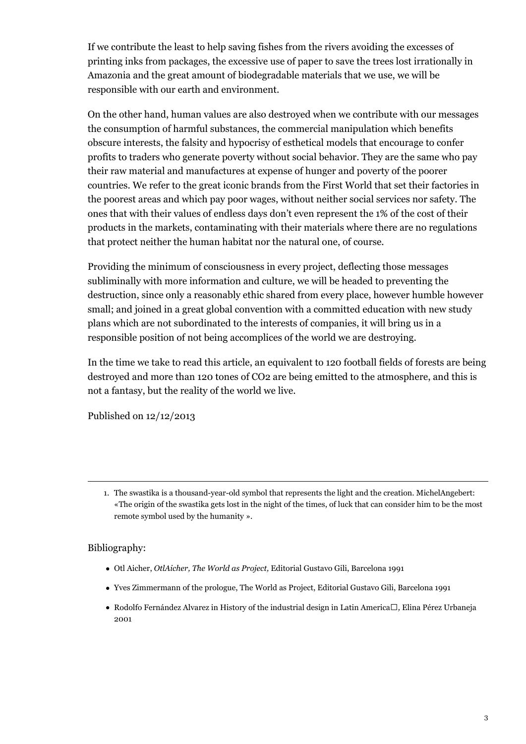If we contribute the least to help saving fishes from the rivers avoiding the excesses of printing inks from packages, the excessive use of paper to save the trees lost irrationally in Amazonia and the great amount of biodegradable materials that we use, we will be responsible with our earth and environment.

On the other hand, human values are also destroyed when we contribute with our messages the consumption of harmful substances, the commercial manipulation which benefits obscure interests, the falsity and hypocrisy of esthetical models that encourage to confer profits to traders who generate poverty without social behavior. They are the same who pay their raw material and manufactures at expense of hunger and poverty of the poorer countries. We refer to the great iconic brands from the First World that set their factories in the poorest areas and which pay poor wages, without neither social services nor safety. The ones that with their values of endless days don't even represent the 1% of the cost of their products in the markets, contaminating with their materials where there are no regulations that protect neither the human habitat nor the natural one, of course.

Providing the minimum of consciousness in every project, deflecting those messages subliminally with more information and culture, we will be headed to preventing the destruction, since only a reasonably ethic shared from every place, however humble however small; and joined in a great global convention with a committed education with new study plans which are not subordinated to the interests of companies, it will bring us in a responsible position of not being accomplices of the world we are destroying.

In the time we take to read this article, an equivalent to 120 football fields of forests are being destroyed and more than 120 tones of $CO_2$ are being emitted to the atmosphere, and this is not a fantasy, but the reality of the world we live.

Published on 12/12/2013

---

1. The swastika is a thousand-year-old symbol that represents the light and the creation. MichelAngebert: «The origin of the swastika gets lost in the night of the times, of luck that can consider him to be the most remote symbol used by the humanity ».

Bibliography:

- Otl Aicher, *OtlAicher, The World as Project,* Editorial Gustavo Gili, Barcelona 1991
- Yves Zimmermann of the prologue, The World as Project, Editorial Gustavo Gili, Barcelona 1991
- Rodolfo Fernández Alvarez in History of the industrial design in Latin America, Elina Pérez Urbaneja 2001